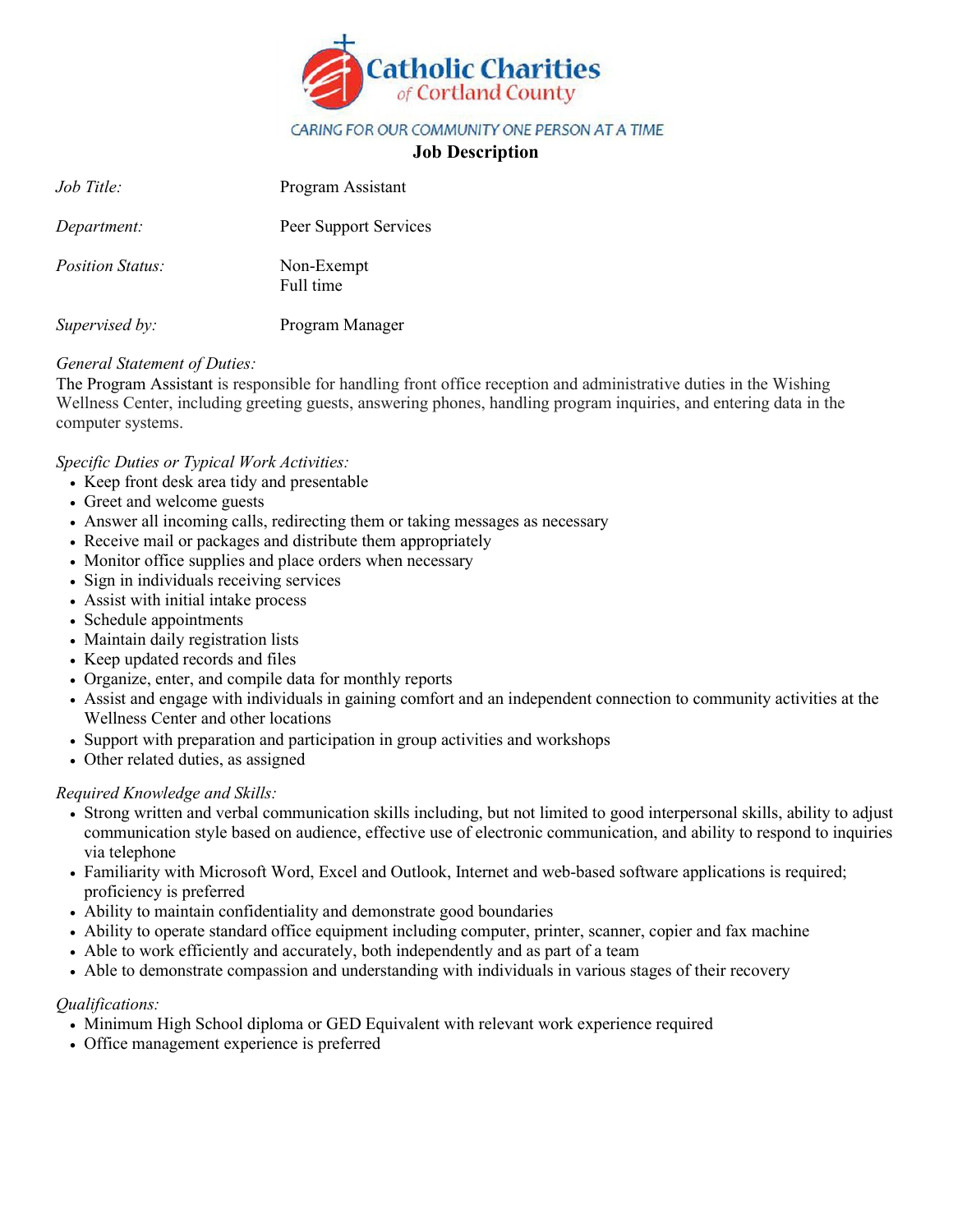**Catholic Charities** *of Cortland County*

CARING FOR OUR COMMUNITY ONE PERSON AT A TIME

# Job Description

| | |
|---|---|
| *Job Title:* | Program Assistant |
| *Department:* | Peer Support Services |
| *Position Status:* | Non-Exempt<br>Full time |
| *Supervised by:* | Program Manager |

*General Statement of Duties:*

The Program Assistant is responsible for handling front office reception and administrative duties in the Wishing Wellness Center, including greeting guests, answering phones, handling program inquiries, and entering data in the computer systems.

*Specific Duties or Typical Work Activities:*

- Keep front desk area tidy and presentable
- Greet and welcome guests
- Answer all incoming calls, redirecting them or taking messages as necessary
- Receive mail or packages and distribute them appropriately
- Monitor office supplies and place orders when necessary
- Sign in individuals receiving services
- Assist with initial intake process
- Schedule appointments
- Maintain daily registration lists
- Keep updated records and files
- Organize, enter, and compile data for monthly reports
- Assist and engage with individuals in gaining comfort and an independent connection to community activities at the Wellness Center and other locations
- Support with preparation and participation in group activities and workshops
- Other related duties, as assigned

*Required Knowledge and Skills:*

- Strong written and verbal communication skills including, but not limited to good interpersonal skills, ability to adjust communication style based on audience, effective use of electronic communication, and ability to respond to inquiries via telephone
- Familiarity with Microsoft Word, Excel and Outlook, Internet and web-based software applications is required; proficiency is preferred
- Ability to maintain confidentiality and demonstrate good boundaries
- Ability to operate standard office equipment including computer, printer, scanner, copier and fax machine
- Able to work efficiently and accurately, both independently and as part of a team
- Able to demonstrate compassion and understanding with individuals in various stages of their recovery

*Qualifications:*

- Minimum High School diploma or GED Equivalent with relevant work experience required
- Office management experience is preferred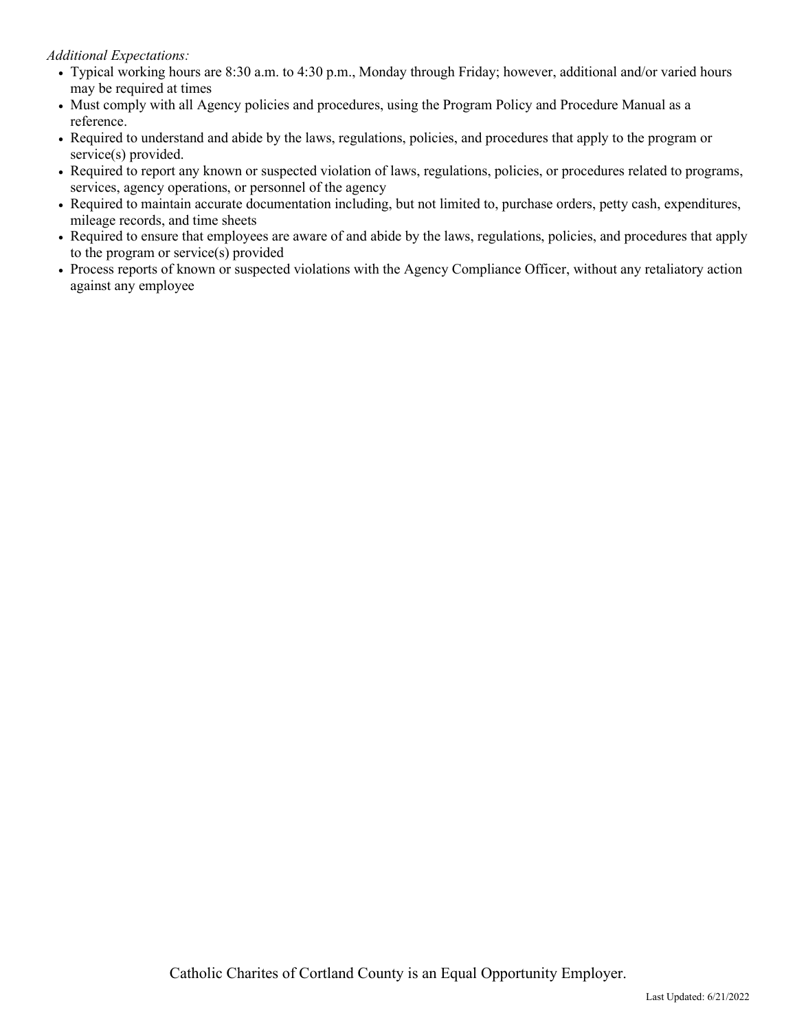*Additional Expectations:*

- Typical working hours are 8:30 a.m. to 4:30 p.m., Monday through Friday; however, additional and/or varied hours may be required at times
- Must comply with all Agency policies and procedures, using the Program Policy and Procedure Manual as a reference.
- Required to understand and abide by the laws, regulations, policies, and procedures that apply to the program or service(s) provided.
- Required to report any known or suspected violation of laws, regulations, policies, or procedures related to programs, services, agency operations, or personnel of the agency
- Required to maintain accurate documentation including, but not limited to, purchase orders, petty cash, expenditures, mileage records, and time sheets
- Required to ensure that employees are aware of and abide by the laws, regulations, policies, and procedures that apply to the program or service(s) provided
- Process reports of known or suspected violations with the Agency Compliance Officer, without any retaliatory action against any employee

Catholic Charites of Cortland County is an Equal Opportunity Employer.

Last Updated: 6/21/2022